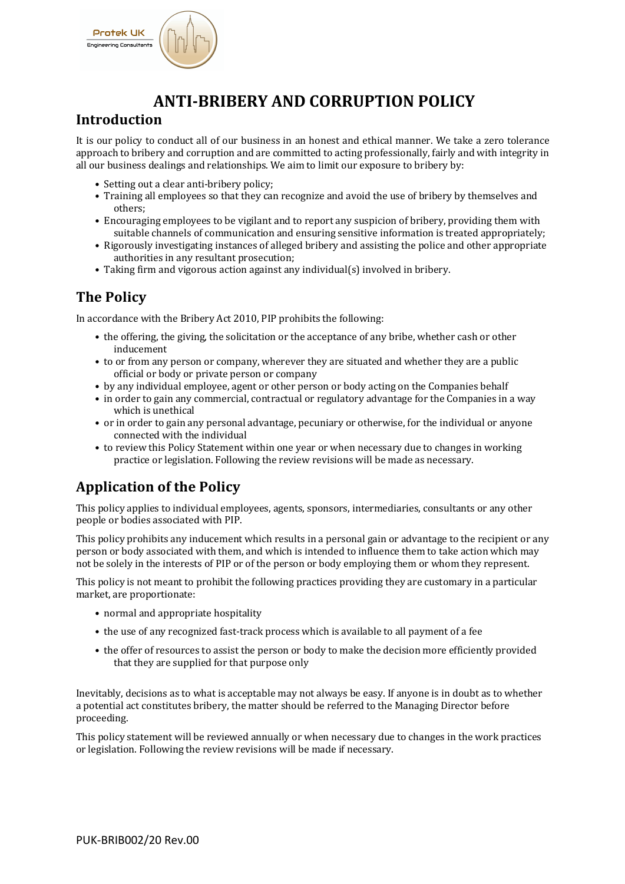Protek UK
Engineering Consultants

# ANTI-BRIBERY AND CORRUPTION POLICY

## Introduction

It is our policy to conduct all of our business in an honest and ethical manner. We take a zero tolerance approach to bribery and corruption and are committed to acting professionally, fairly and with integrity in all our business dealings and relationships. We aim to limit our exposure to bribery by:

- Setting out a clear anti-bribery policy;
- Training all employees so that they can recognize and avoid the use of bribery by themselves and others;
- Encouraging employees to be vigilant and to report any suspicion of bribery, providing them with suitable channels of communication and ensuring sensitive information is treated appropriately;
- Rigorously investigating instances of alleged bribery and assisting the police and other appropriate authorities in any resultant prosecution;
- Taking firm and vigorous action against any individual(s) involved in bribery.

## The Policy

In accordance with the Bribery Act 2010, PIP prohibits the following:

- the offering, the giving, the solicitation or the acceptance of any bribe, whether cash or other inducement
- to or from any person or company, wherever they are situated and whether they are a public official or body or private person or company
- by any individual employee, agent or other person or body acting on the Companies behalf
- in order to gain any commercial, contractual or regulatory advantage for the Companies in a way which is unethical
- or in order to gain any personal advantage, pecuniary or otherwise, for the individual or anyone connected with the individual
- to review this Policy Statement within one year or when necessary due to changes in working practice or legislation. Following the review revisions will be made as necessary.

## Application of the Policy

This policy applies to individual employees, agents, sponsors, intermediaries, consultants or any other people or bodies associated with PIP.

This policy prohibits any inducement which results in a personal gain or advantage to the recipient or any person or body associated with them, and which is intended to influence them to take action which may not be solely in the interests of PIP or of the person or body employing them or whom they represent.

This policy is not meant to prohibit the following practices providing they are customary in a particular market, are proportionate:

- normal and appropriate hospitality
- the use of any recognized fast-track process which is available to all payment of a fee
- the offer of resources to assist the person or body to make the decision more efficiently provided that they are supplied for that purpose only

Inevitably, decisions as to what is acceptable may not always be easy. If anyone is in doubt as to whether a potential act constitutes bribery, the matter should be referred to the Managing Director before proceeding.

This policy statement will be reviewed annually or when necessary due to changes in the work practices or legislation. Following the review revisions will be made if necessary.

PUK-BRIB002/20 Rev.00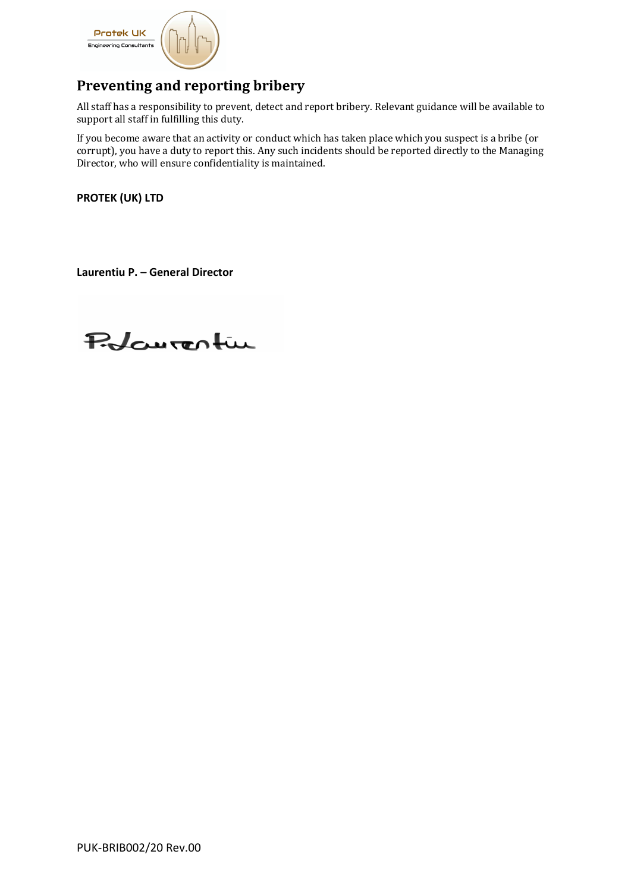## Preventing and reporting bribery

All staff has a responsibility to prevent, detect and report bribery. Relevant guidance will be available to support all staff in fulfilling this duty.

If you become aware that an activity or conduct which has taken place which you suspect is a bribe (or corrupt), you have a duty to report this. Any such incidents should be reported directly to the Managing Director, who will ensure confidentiality is maintained.

**PROTEK (UK) LTD**

**Laurentiu P. – General Director**

PUK-BRIB002/20 Rev.00